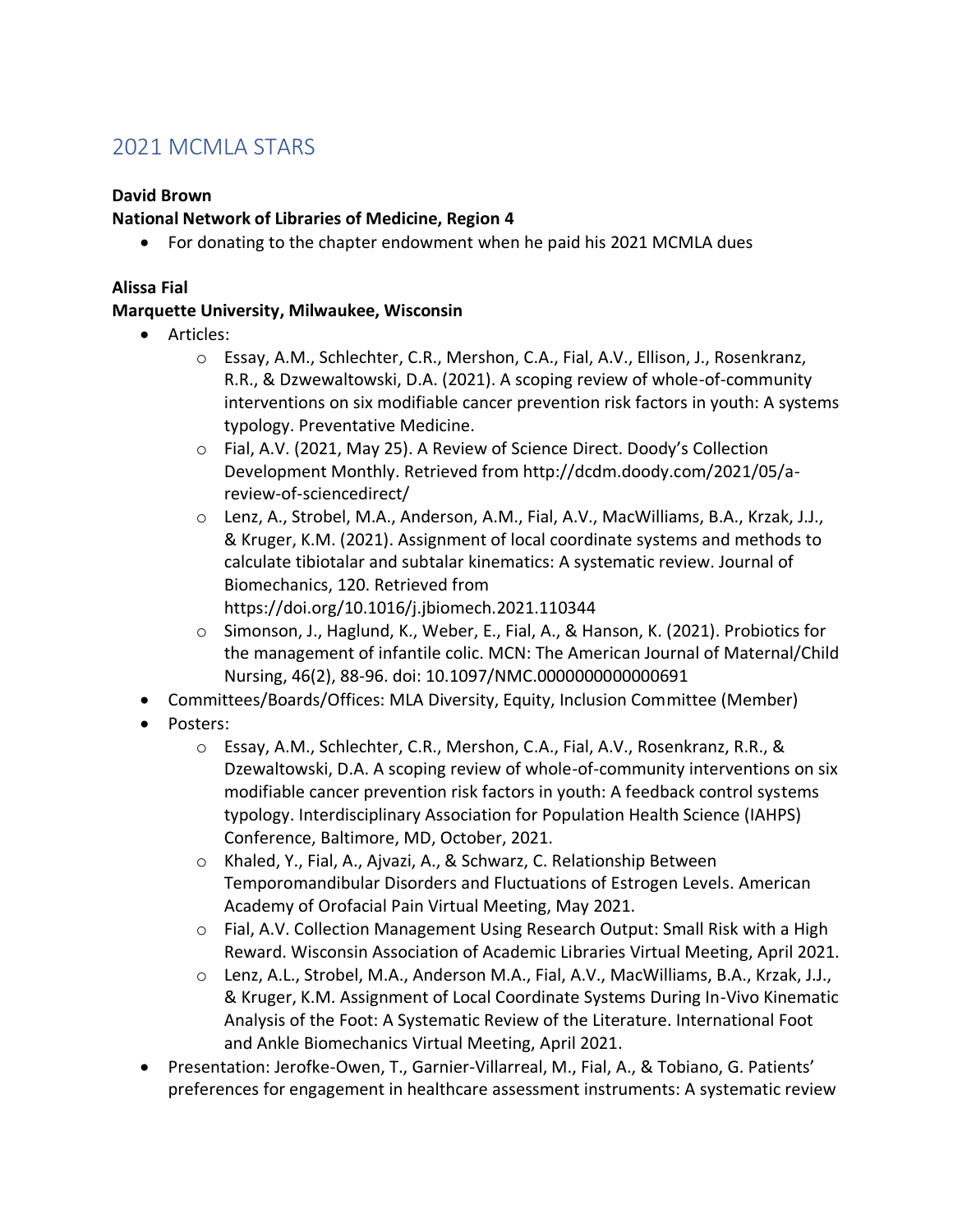# 2021 MCMLA STARS

**David Brown**
**National Network of Libraries of Medicine, Region 4**

- For donating to the chapter endowment when he paid his 2021 MCMLA dues

**Alissa Fial**
**Marquette University, Milwaukee, Wisconsin**

- Articles:
  - Essay, A.M., Schlechter, C.R., Mershon, C.A., Fial, A.V., Ellison, J., Rosenkranz, R.R., & Dzwewaltowski, D.A. (2021). A scoping review of whole-of-community interventions on six modifiable cancer prevention risk factors in youth: A systems typology. Preventative Medicine.
  - Fial, A.V. (2021, May 25). A Review of Science Direct. Doody's Collection Development Monthly. Retrieved from http://dcdm.doody.com/2021/05/a-review-of-sciencedirect/
  - Lenz, A., Strobel, M.A., Anderson, A.M., Fial, A.V., MacWilliams, B.A., Krzak, J.J., & Kruger, K.M. (2021). Assignment of local coordinate systems and methods to calculate tibiotalar and subtalar kinematics: A systematic review. Journal of Biomechanics, 120. Retrieved from https://doi.org/10.1016/j.jbiomech.2021.110344
  - Simonson, J., Haglund, K., Weber, E., Fial, A., & Hanson, K. (2021). Probiotics for the management of infantile colic. MCN: The American Journal of Maternal/Child Nursing, 46(2), 88-96. doi: 10.1097/NMC.0000000000000691
- Committees/Boards/Offices: MLA Diversity, Equity, Inclusion Committee (Member)
- Posters:
  - Essay, A.M., Schlechter, C.R., Mershon, C.A., Fial, A.V., Rosenkranz, R.R., & Dzewaltowski, D.A. A scoping review of whole-of-community interventions on six modifiable cancer prevention risk factors in youth: A feedback control systems typology. Interdisciplinary Association for Population Health Science (IAHPS) Conference, Baltimore, MD, October, 2021.
  - Khaled, Y., Fial, A., Ajvazi, A., & Schwarz, C. Relationship Between Temporomandibular Disorders and Fluctuations of Estrogen Levels. American Academy of Orofacial Pain Virtual Meeting, May 2021.
  - Fial, A.V. Collection Management Using Research Output: Small Risk with a High Reward. Wisconsin Association of Academic Libraries Virtual Meeting, April 2021.
  - Lenz, A.L., Strobel, M.A., Anderson M.A., Fial, A.V., MacWilliams, B.A., Krzak, J.J., & Kruger, K.M. Assignment of Local Coordinate Systems During In-Vivo Kinematic Analysis of the Foot: A Systematic Review of the Literature. International Foot and Ankle Biomechanics Virtual Meeting, April 2021.
- Presentation: Jerofke-Owen, T., Garnier-Villarreal, M., Fial, A., & Tobiano, G. Patients' preferences for engagement in healthcare assessment instruments: A systematic review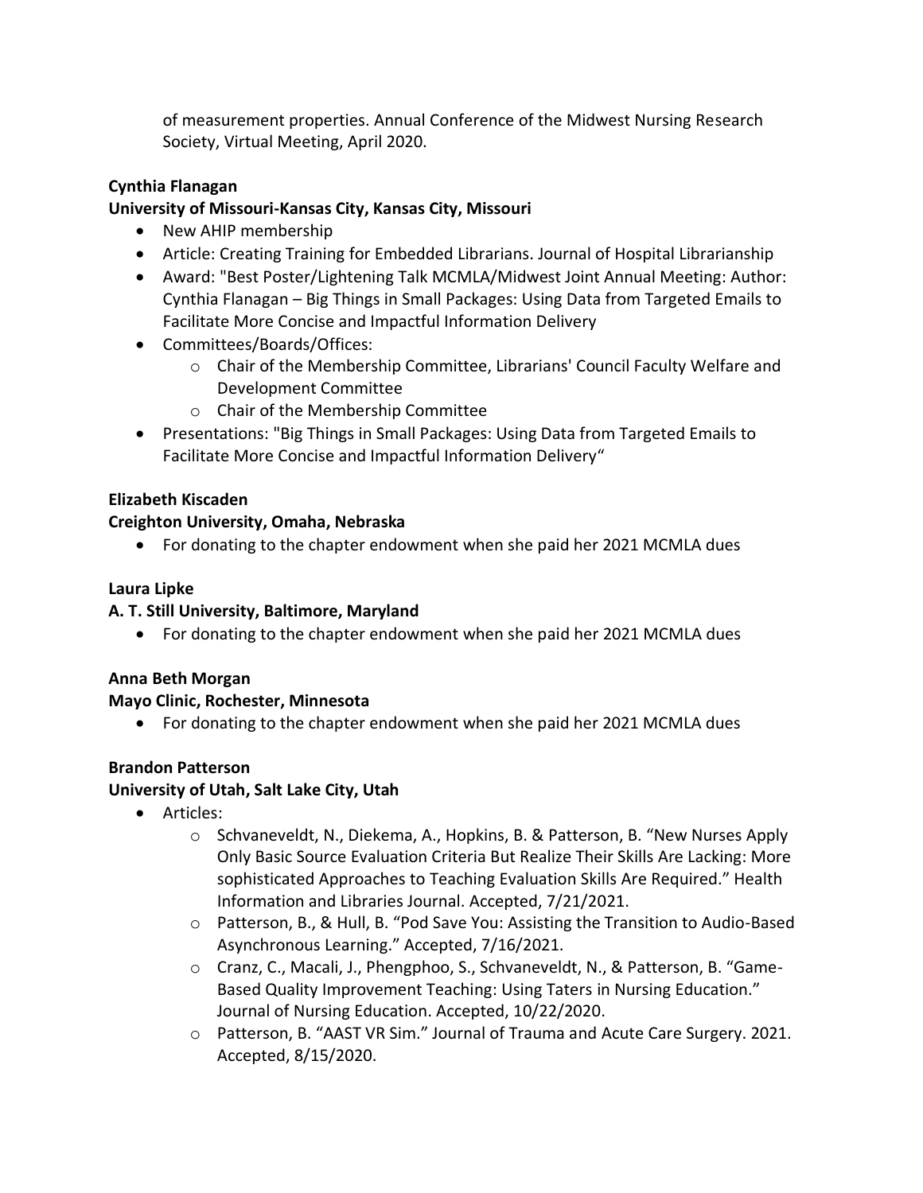of measurement properties. Annual Conference of the Midwest Nursing Research Society, Virtual Meeting, April 2020.

**Cynthia Flanagan**

**University of Missouri-Kansas City, Kansas City, Missouri**

- New AHIP membership
- Article: Creating Training for Embedded Librarians. Journal of Hospital Librarianship
- Award: "Best Poster/Lightening Talk MCMLA/Midwest Joint Annual Meeting: Author: Cynthia Flanagan – Big Things in Small Packages: Using Data from Targeted Emails to Facilitate More Concise and Impactful Information Delivery
- Committees/Boards/Offices:
    - Chair of the Membership Committee, Librarians' Council Faculty Welfare and Development Committee
    - Chair of the Membership Committee
- Presentations: "Big Things in Small Packages: Using Data from Targeted Emails to Facilitate More Concise and Impactful Information Delivery"

**Elizabeth Kiscaden**

**Creighton University, Omaha, Nebraska**

- For donating to the chapter endowment when she paid her 2021 MCMLA dues

**Laura Lipke**

**A. T. Still University, Baltimore, Maryland**

- For donating to the chapter endowment when she paid her 2021 MCMLA dues

**Anna Beth Morgan**

**Mayo Clinic, Rochester, Minnesota**

- For donating to the chapter endowment when she paid her 2021 MCMLA dues

**Brandon Patterson**

**University of Utah, Salt Lake City, Utah**

- Articles:
    - Schvaneveldt, N., Diekema, A., Hopkins, B. & Patterson, B. "New Nurses Apply Only Basic Source Evaluation Criteria But Realize Their Skills Are Lacking: More sophisticated Approaches to Teaching Evaluation Skills Are Required." Health Information and Libraries Journal. Accepted, 7/21/2021.
    - Patterson, B., & Hull, B. "Pod Save You: Assisting the Transition to Audio-Based Asynchronous Learning." Accepted, 7/16/2021.
    - Cranz, C., Macali, J., Phengphoo, S., Schvaneveldt, N., & Patterson, B. "Game-Based Quality Improvement Teaching: Using Taters in Nursing Education." Journal of Nursing Education. Accepted, 10/22/2020.
    - Patterson, B. "AAST VR Sim." Journal of Trauma and Acute Care Surgery. 2021. Accepted, 8/15/2020.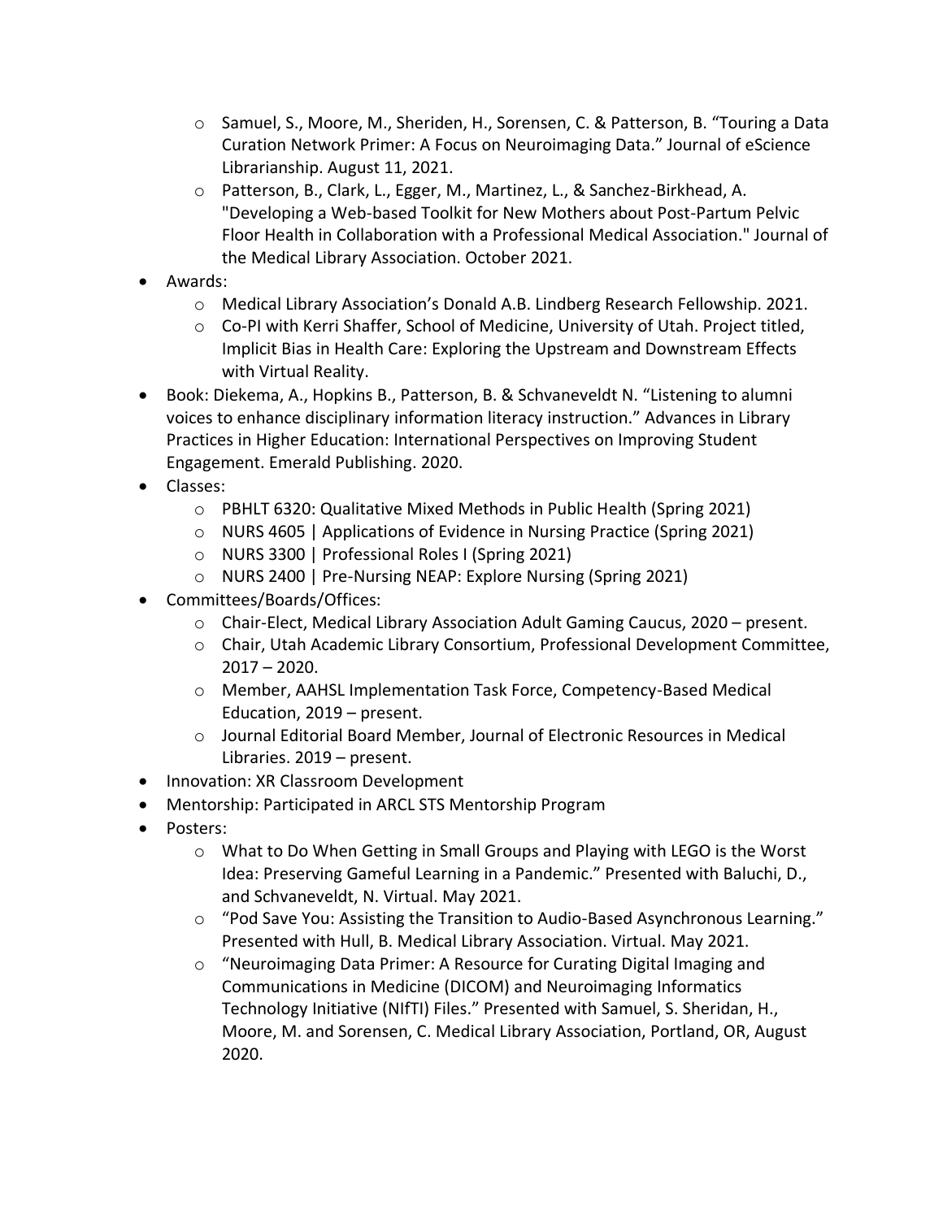- Samuel, S., Moore, M., Sheriden, H., Sorensen, C. & Patterson, B. “Touring a Data Curation Network Primer: A Focus on Neuroimaging Data.” Journal of eScience Librarianship. August 11, 2021.
  - Patterson, B., Clark, L., Egger, M., Martinez, L., & Sanchez-Birkhead, A. "Developing a Web-based Toolkit for New Mothers about Post-Partum Pelvic Floor Health in Collaboration with a Professional Medical Association." Journal of the Medical Library Association. October 2021.
- Awards:
  - Medical Library Association’s Donald A.B. Lindberg Research Fellowship. 2021.
  - Co-PI with Kerri Shaffer, School of Medicine, University of Utah. Project titled, Implicit Bias in Health Care: Exploring the Upstream and Downstream Effects with Virtual Reality.
- Book: Diekema, A., Hopkins B., Patterson, B. & Schvaneveldt N. “Listening to alumni voices to enhance disciplinary information literacy instruction.” Advances in Library Practices in Higher Education: International Perspectives on Improving Student Engagement. Emerald Publishing. 2020.
- Classes:
  - PBHLT 6320: Qualitative Mixed Methods in Public Health (Spring 2021)
  - NURS 4605 | Applications of Evidence in Nursing Practice (Spring 2021)
  - NURS 3300 | Professional Roles I (Spring 2021)
  - NURS 2400 | Pre-Nursing NEAP: Explore Nursing (Spring 2021)
- Committees/Boards/Offices:
  - Chair-Elect, Medical Library Association Adult Gaming Caucus, 2020 – present.
  - Chair, Utah Academic Library Consortium, Professional Development Committee, 2017 – 2020.
  - Member, AAHSL Implementation Task Force, Competency-Based Medical Education, 2019 – present.
  - Journal Editorial Board Member, Journal of Electronic Resources in Medical Libraries. 2019 – present.
- Innovation: XR Classroom Development
- Mentorship: Participated in ARCL STS Mentorship Program
- Posters:
  - What to Do When Getting in Small Groups and Playing with LEGO is the Worst Idea: Preserving Gameful Learning in a Pandemic.” Presented with Baluchi, D., and Schvaneveldt, N. Virtual. May 2021.
  - “Pod Save You: Assisting the Transition to Audio-Based Asynchronous Learning.” Presented with Hull, B. Medical Library Association. Virtual. May 2021.
  - “Neuroimaging Data Primer: A Resource for Curating Digital Imaging and Communications in Medicine (DICOM) and Neuroimaging Informatics Technology Initiative (NIfTI) Files.” Presented with Samuel, S. Sheridan, H., Moore, M. and Sorensen, C. Medical Library Association, Portland, OR, August 2020.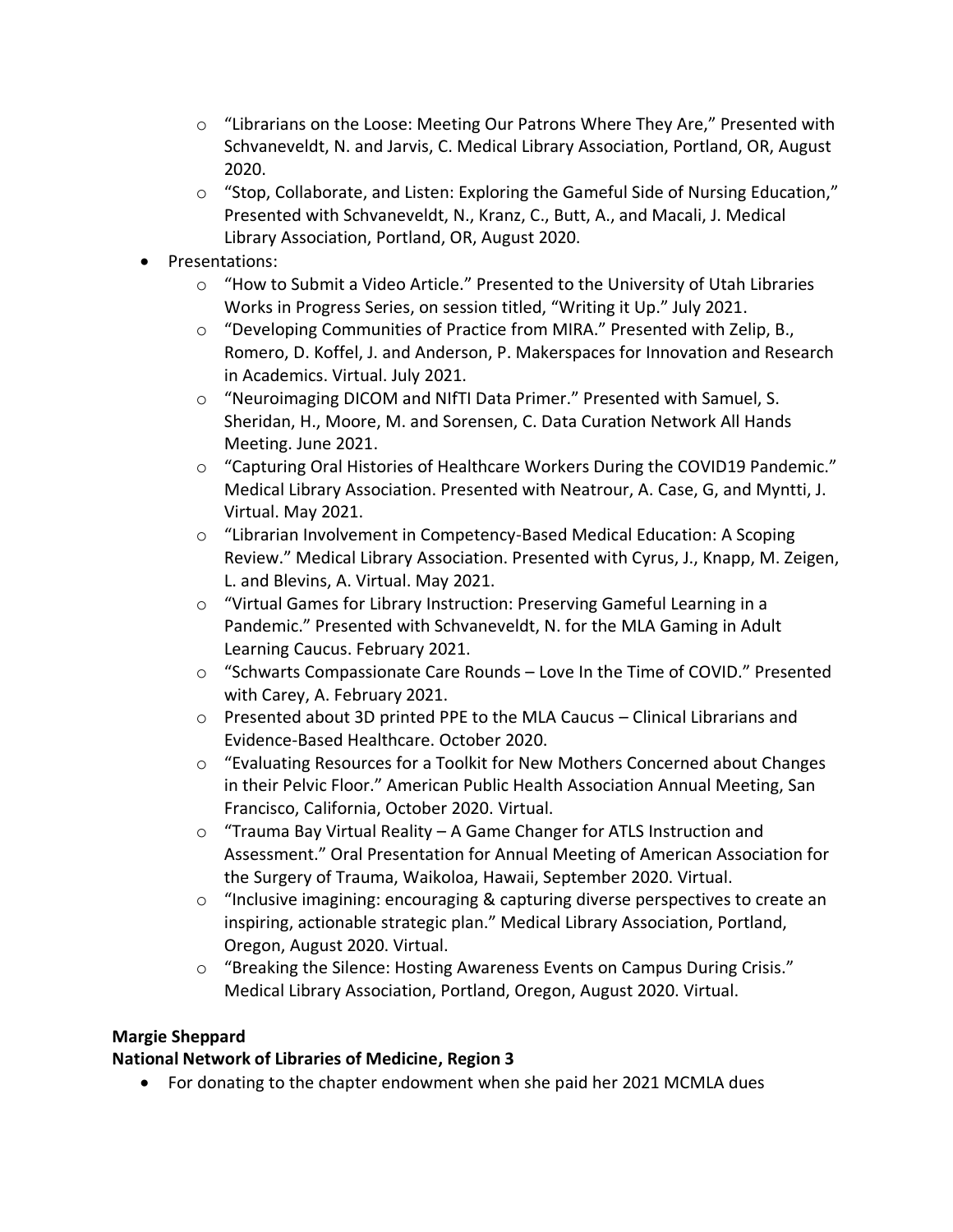- "Librarians on the Loose: Meeting Our Patrons Where They Are," Presented with Schvaneveldt, N. and Jarvis, C. Medical Library Association, Portland, OR, August 2020.
    - "Stop, Collaborate, and Listen: Exploring the Gameful Side of Nursing Education," Presented with Schvaneveldt, N., Kranz, C., Butt, A., and Macali, J. Medical Library Association, Portland, OR, August 2020.
- Presentations:
    - "How to Submit a Video Article." Presented to the University of Utah Libraries Works in Progress Series, on session titled, "Writing it Up." July 2021.
    - "Developing Communities of Practice from MIRA." Presented with Zelip, B., Romero, D. Koffel, J. and Anderson, P. Makerspaces for Innovation and Research in Academics. Virtual. July 2021.
    - "Neuroimaging DICOM and NIfTI Data Primer." Presented with Samuel, S. Sheridan, H., Moore, M. and Sorensen, C. Data Curation Network All Hands Meeting. June 2021.
    - "Capturing Oral Histories of Healthcare Workers During the COVID19 Pandemic." Medical Library Association. Presented with Neatrour, A. Case, G, and Myntti, J. Virtual. May 2021.
    - "Librarian Involvement in Competency-Based Medical Education: A Scoping Review." Medical Library Association. Presented with Cyrus, J., Knapp, M. Zeigen, L. and Blevins, A. Virtual. May 2021.
    - "Virtual Games for Library Instruction: Preserving Gameful Learning in a Pandemic." Presented with Schvaneveldt, N. for the MLA Gaming in Adult Learning Caucus. February 2021.
    - "Schwarts Compassionate Care Rounds – Love In the Time of COVID." Presented with Carey, A. February 2021.
    - Presented about 3D printed PPE to the MLA Caucus – Clinical Librarians and Evidence-Based Healthcare. October 2020.
    - "Evaluating Resources for a Toolkit for New Mothers Concerned about Changes in their Pelvic Floor." American Public Health Association Annual Meeting, San Francisco, California, October 2020. Virtual.
    - "Trauma Bay Virtual Reality – A Game Changer for ATLS Instruction and Assessment." Oral Presentation for Annual Meeting of American Association for the Surgery of Trauma, Waikoloa, Hawaii, September 2020. Virtual.
    - "Inclusive imagining: encouraging & capturing diverse perspectives to create an inspiring, actionable strategic plan." Medical Library Association, Portland, Oregon, August 2020. Virtual.
    - "Breaking the Silence: Hosting Awareness Events on Campus During Crisis." Medical Library Association, Portland, Oregon, August 2020. Virtual.

**Margie Sheppard**
**National Network of Libraries of Medicine, Region 3**

- For donating to the chapter endowment when she paid her 2021 MCMLA dues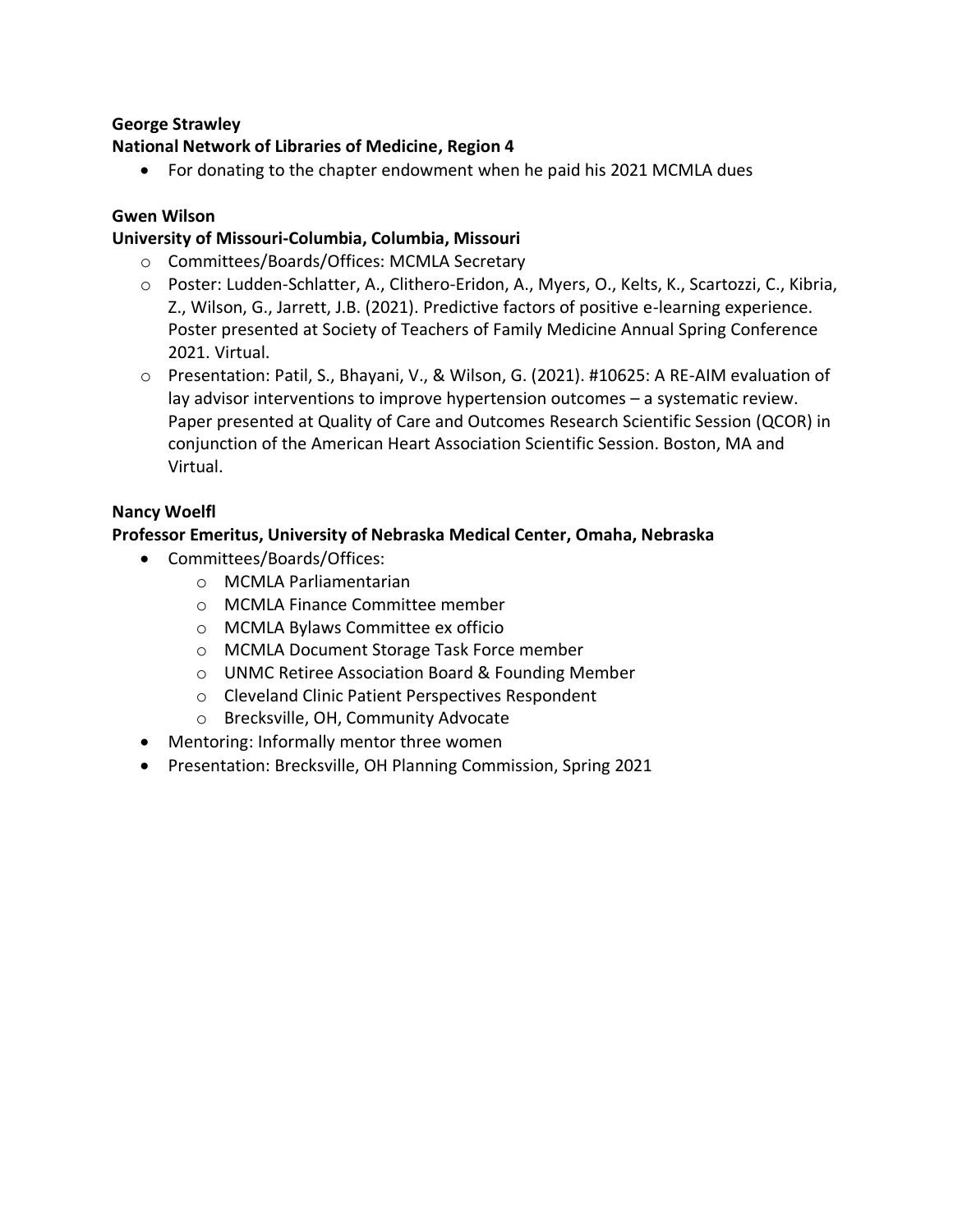**George Strawley**

**National Network of Libraries of Medicine, Region 4**

- For donating to the chapter endowment when he paid his 2021 MCMLA dues

**Gwen Wilson**

**University of Missouri-Columbia, Columbia, Missouri**

- Committees/Boards/Offices: MCMLA Secretary
- Poster: Ludden-Schlatter, A., Clithero-Eridon, A., Myers, O., Kelts, K., Scartozzi, C., Kibria, Z., Wilson, G., Jarrett, J.B. (2021). Predictive factors of positive e-learning experience. Poster presented at Society of Teachers of Family Medicine Annual Spring Conference 2021. Virtual.
- Presentation: Patil, S., Bhayani, V., & Wilson, G. (2021). #10625: A RE-AIM evaluation of lay advisor interventions to improve hypertension outcomes – a systematic review. Paper presented at Quality of Care and Outcomes Research Scientific Session (QCOR) in conjunction of the American Heart Association Scientific Session. Boston, MA and Virtual.

**Nancy Woelfl**

**Professor Emeritus, University of Nebraska Medical Center, Omaha, Nebraska**

- Committees/Boards/Offices:
  - MCMLA Parliamentarian
  - MCMLA Finance Committee member
  - MCMLA Bylaws Committee ex officio
  - MCMLA Document Storage Task Force member
  - UNMC Retiree Association Board & Founding Member
  - Cleveland Clinic Patient Perspectives Respondent
  - Brecksville, OH, Community Advocate
- Mentoring: Informally mentor three women
- Presentation: Brecksville, OH Planning Commission, Spring 2021